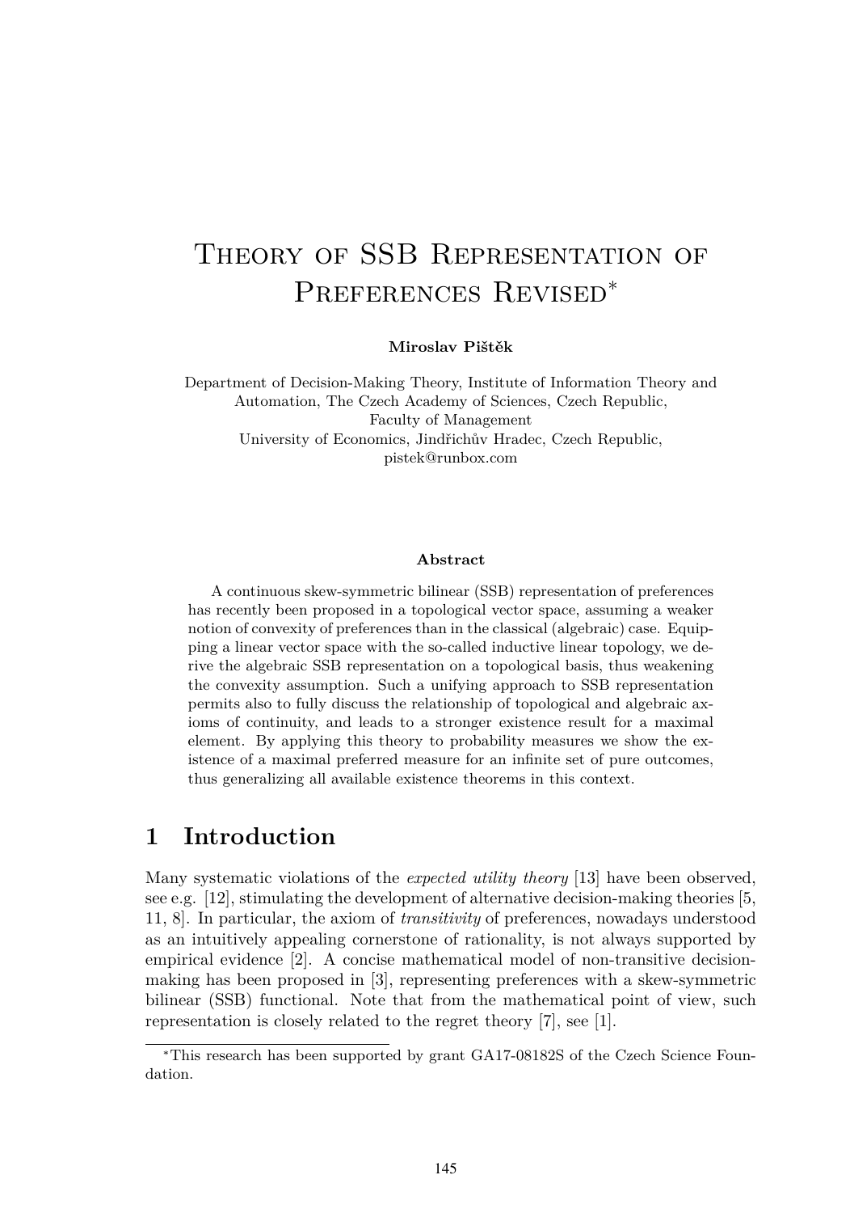# Theory of SSB Representation of Preferences Revised*

**Miroslav Pištěk**

Department of Decision-Making Theory, Institute of Information Theory and Automation, The Czech Academy of Sciences, Czech Republic,
Faculty of Management
University of Economics, Jindřichův Hradec, Czech Republic,
pistek@runbox.com

**Abstract**

A continuous skew-symmetric bilinear (SSB) representation of preferences has recently been proposed in a topological vector space, assuming a weaker notion of convexity of preferences than in the classical (algebraic) case. Equipping a linear vector space with the so-called inductive linear topology, we derive the algebraic SSB representation on a topological basis, thus weakening the convexity assumption. Such a unifying approach to SSB representation permits also to fully discuss the relationship of topological and algebraic axioms of continuity, and leads to a stronger existence result for a maximal element. By applying this theory to probability measures we show the existence of a maximal preferred measure for an infinite set of pure outcomes, thus generalizing all available existence theorems in this context.

## 1 Introduction

Many systematic violations of the *expected utility theory* [13] have been observed, see e.g. [12], stimulating the development of alternative decision-making theories [5, 11, 8]. In particular, the axiom of *transitivity* of preferences, nowadays understood as an intuitively appealing cornerstone of rationality, is not always supported by empirical evidence [2]. A concise mathematical model of non-transitive decision-making has been proposed in [3], representing preferences with a skew-symmetric bilinear (SSB) functional. Note that from the mathematical point of view, such representation is closely related to the regret theory [7], see [1].

*This research has been supported by grant GA17-08182S of the Czech Science Foundation.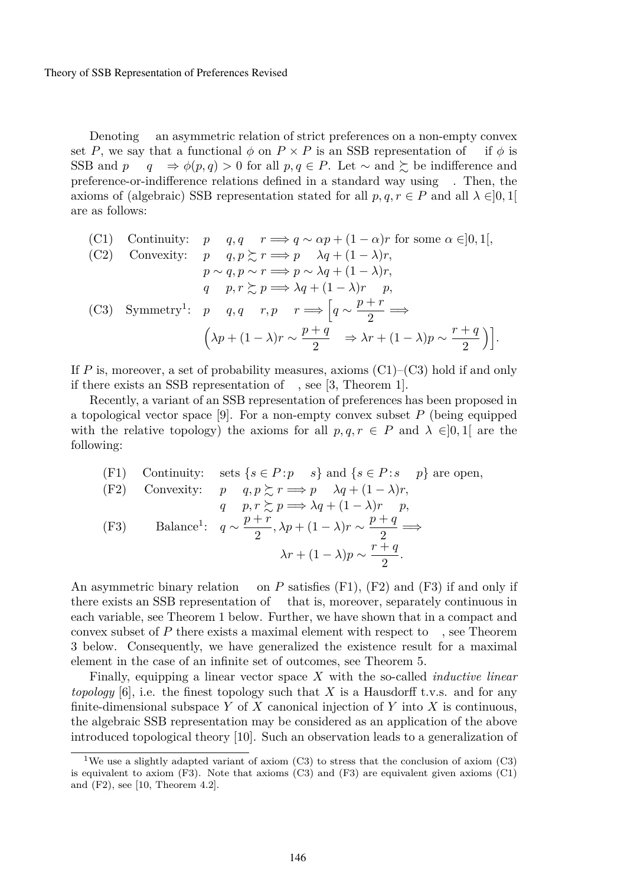Denoting $\succ$ an asymmetric relation of strict preferences on a non-empty convex set $P$, we say that a functional $\phi$ on $P \times P$ is an SSB representation of $\succ$ if $\phi$ is SSB and $p \succ q \Leftrightarrow \phi(p, q) > 0$ for all $p, q \in P$. Let $\sim$ and $\succsim$ be indifference and preference-or-indifference relations defined in a standard way using $\succ$. Then, the axioms of (algebraic) SSB representation stated for all $p, q, r \in P$ and all $\lambda \in ]0, 1[$ are as follows:

(C1) Continuity: $p \succ q, q \succ r \Longrightarrow q \sim \alpha p + (1 - \alpha)r$ for some $\alpha \in ]0, 1[$,

(C2) Convexity:
$$p \succ q, p \succsim r \Longrightarrow p \succ \lambda q + (1 - \lambda)r,$$
$$p \sim q, p \sim r \Longrightarrow p \sim \lambda q + (1 - \lambda)r,$$
$$q \succ p, r \succsim p \Longrightarrow \lambda q + (1 - \lambda)r \succ p,$$

(C3) Symmetry[1]:
$$p \succ q, q \succ r, p \succ r \Longrightarrow \Big[ q \sim \frac{p + r}{2} \Longrightarrow \Big( \lambda p + (1 - \lambda)r \sim \frac{p + q}{2} \Leftrightarrow \lambda r + (1 - \lambda)p \sim \frac{r + q}{2} \Big) \Big].$$

If $P$ is, moreover, a set of probability measures, axioms (C1)–(C3) hold if and only if there exists an SSB representation of $\succ$, see [3, Theorem 1].

Recently, a variant of an SSB representation of preferences has been proposed in a topological vector space [9]. For a non-empty convex subset $P$ (being equipped with the relative topology) the axioms for all $p, q, r \in P$ and $\lambda \in ]0, 1[$ are the following:

(F1) Continuity: sets $\{s \in P : p \succ s\}$ and $\{s \in P : s \succ p\}$ are open,

(F2) Convexity:
$$p \succ q, p \succsim r \Longrightarrow p \succ \lambda q + (1 - \lambda)r,$$
$$q \succ p, r \succsim p \Longrightarrow \lambda q + (1 - \lambda)r \succ p,$$

(F3) Balance[1]:
$$q \sim \frac{p + r}{2}, \lambda p + (1 - \lambda)r \sim \frac{p + q}{2} \Longrightarrow \lambda r + (1 - \lambda)p \sim \frac{r + q}{2}.$$

An asymmetric binary relation $\succ$ on $P$ satisfies (F1), (F2) and (F3) if and only if there exists an SSB representation of $\succ$ that is, moreover, separately continuous in each variable, see Theorem 1 below. Further, we have shown that in a compact and convex subset of $P$ there exists a maximal element with respect to $\succ$, see Theorem 3 below. Consequently, we have generalized the existence result for a maximal element in the case of an infinite set of outcomes, see Theorem 5.

Finally, equipping a linear vector space $X$ with the so-called *inductive linear topology* [6], i.e. the finest topology such that $X$ is a Hausdorff t.v.s. and for any finite-dimensional subspace $Y$ of $X$ canonical injection of $Y$ into $X$ is continuous, the algebraic SSB representation may be considered as an application of the above introduced topological theory [10]. Such an observation leads to a generalization of

---

[1] We use a slightly adapted variant of axiom (C3) to stress that the conclusion of axiom (C3) is equivalent to axiom (F3). Note that axioms (C3) and (F3) are equivalent given axioms (C1) and (F2), see [10, Theorem 4.2].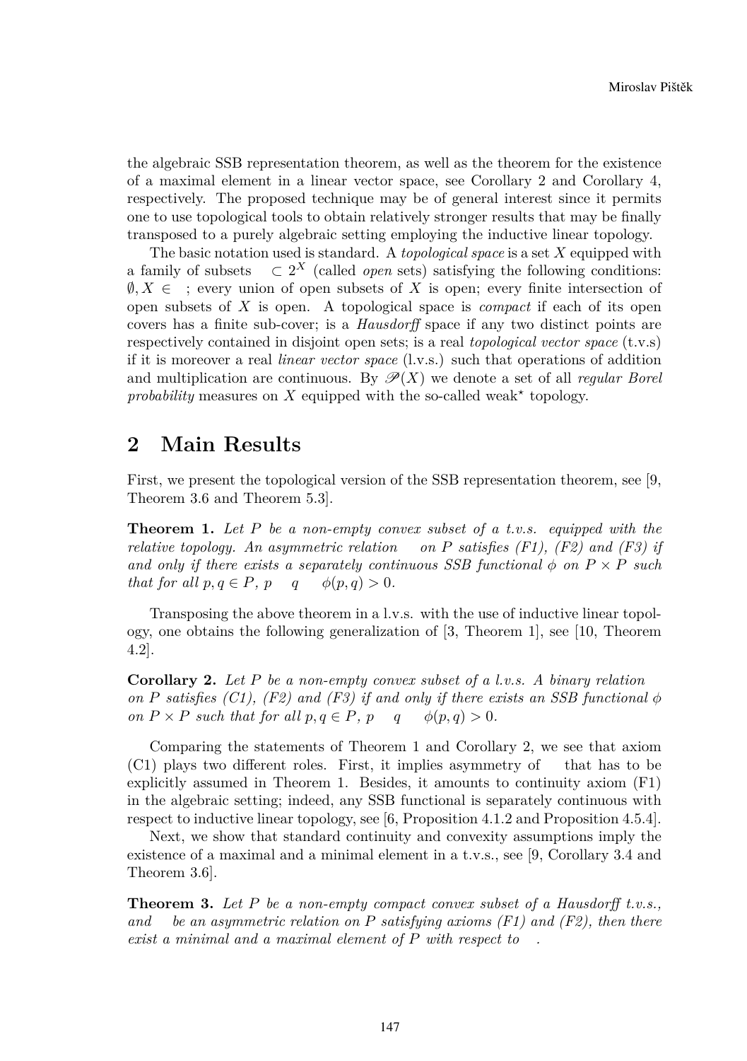the algebraic SSB representation theorem, as well as the theorem for the existence of a maximal element in a linear vector space, see Corollary 2 and Corollary 4, respectively. The proposed technique may be of general interest since it permits one to use topological tools to obtain relatively stronger results that may be finally transposed to a purely algebraic setting employing the inductive linear topology.

The basic notation used is standard. A *topological space* is a set $X$ equipped with a family of subsets $\subset 2^X$ (called *open* sets) satisfying the following conditions: $\emptyset, X \in$ ; every union of open subsets of $X$ is open; every finite intersection of open subsets of $X$ is open. A topological space is *compact* if each of its open covers has a finite sub-cover; is a *Hausdorff* space if any two distinct points are respectively contained in disjoint open sets; is a real *topological vector space* (t.v.s) if it is moreover a real *linear vector space* (l.v.s.) such that operations of addition and multiplication are continuous. By $\mathscr{P}(X)$ we denote a set of all *regular Borel probability* measures on $X$ equipped with the so-called weak$^\star$ topology.

## 2 Main Results

First, we present the topological version of the SSB representation theorem, see [9, Theorem 3.6 and Theorem 5.3].

**Theorem 1.** *Let $P$ be a non-empty convex subset of a t.v.s. equipped with the relative topology. An asymmetric relation on $P$ satisfies (F1), (F2) and (F3) if and only if there exists a separately continuous SSB functional $\phi$ on $P \times P$ such that for all $p, q \in P$, $p \quad q \quad \phi(p,q) > 0$.*

Transposing the above theorem in a l.v.s. with the use of inductive linear topology, one obtains the following generalization of [3, Theorem 1], see [10, Theorem 4.2].

**Corollary 2.** *Let $P$ be a non-empty convex subset of a l.v.s. A binary relation on $P$ satisfies (C1), (F2) and (F3) if and only if there exists an SSB functional $\phi$ on $P \times P$ such that for all $p, q \in P$, $p \quad q \quad \phi(p,q) > 0$.*

Comparing the statements of Theorem 1 and Corollary 2, we see that axiom (C1) plays two different roles. First, it implies asymmetry of that has to be explicitly assumed in Theorem 1. Besides, it amounts to continuity axiom (F1) in the algebraic setting; indeed, any SSB functional is separately continuous with respect to inductive linear topology, see [6, Proposition 4.1.2 and Proposition 4.5.4].

Next, we show that standard continuity and convexity assumptions imply the existence of a maximal and a minimal element in a t.v.s., see [9, Corollary 3.4 and Theorem 3.6].

**Theorem 3.** *Let $P$ be a non-empty compact convex subset of a Hausdorff t.v.s., and be an asymmetric relation on $P$ satisfying axioms (F1) and (F2), then there exist a minimal and a maximal element of $P$ with respect to .*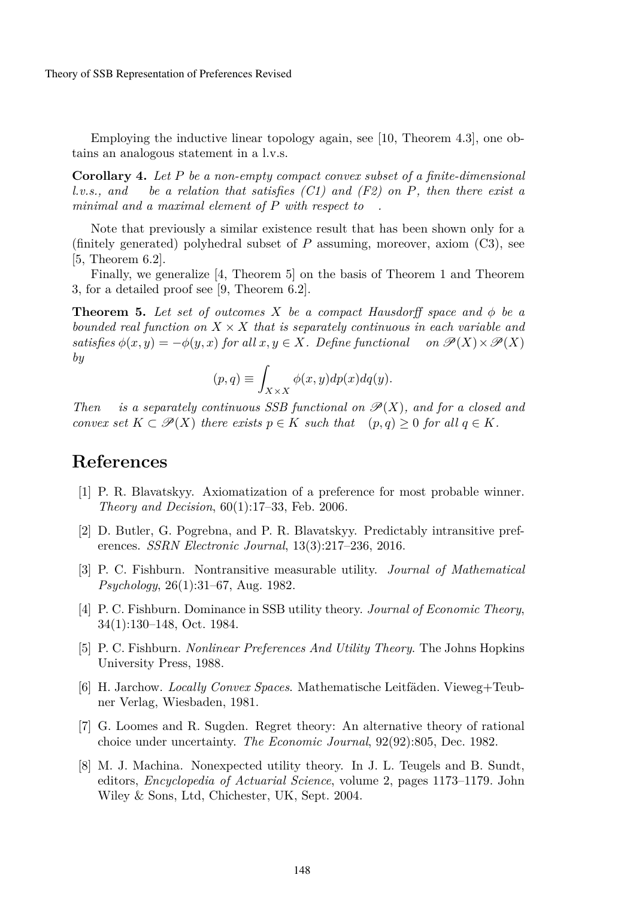Employing the inductive linear topology again, see [10, Theorem 4.3], one obtains an analogous statement in a l.v.s.

**Corollary 4.** *Let $P$ be a non-empty compact convex subset of a finite-dimensional l.v.s., and  be a relation that satisfies (C1) and (F2) on $P$, then there exist a minimal and a maximal element of $P$ with respect to .*

Note that previously a similar existence result that has been shown only for a (finitely generated) polyhedral subset of $P$ assuming, moreover, axiom (C3), see [5, Theorem 6.2].

Finally, we generalize [4, Theorem 5] on the basis of Theorem 1 and Theorem 3, for a detailed proof see [9, Theorem 6.2].

**Theorem 5.** *Let set of outcomes $X$ be a compact Hausdorff space and $\phi$ be a bounded real function on $X \times X$ that is separately continuous in each variable and satisfies $\phi(x, y) = -\phi(y, x)$ for all $x, y \in X$. Define functional  on $\mathscr{P}(X) \times \mathscr{P}(X)$ by*

$$(p, q) \equiv \int_{X \times X} \phi(x, y) dp(x) dq(y).$$

*Then  is a separately continuous SSB functional on $\mathscr{P}(X)$, and for a closed and convex set $K \subset \mathscr{P}(X)$ there exists $p \in K$ such that $(p, q) \geq 0$ for all $q \in K$.*

# References

[1] P. R. Blavatskyy. Axiomatization of a preference for most probable winner. *Theory and Decision*, 60(1):17–33, Feb. 2006.

[2] D. Butler, G. Pogrebna, and P. R. Blavatskyy. Predictably intransitive preferences. *SSRN Electronic Journal*, 13(3):217–236, 2016.

[3] P. C. Fishburn. Nontransitive measurable utility. *Journal of Mathematical Psychology*, 26(1):31–67, Aug. 1982.

[4] P. C. Fishburn. Dominance in SSB utility theory. *Journal of Economic Theory*, 34(1):130–148, Oct. 1984.

[5] P. C. Fishburn. *Nonlinear Preferences And Utility Theory*. The Johns Hopkins University Press, 1988.

[6] H. Jarchow. *Locally Convex Spaces*. Mathematische Leitfäden. Vieweg+Teubner Verlag, Wiesbaden, 1981.

[7] G. Loomes and R. Sugden. Regret theory: An alternative theory of rational choice under uncertainty. *The Economic Journal*, 92(92):805, Dec. 1982.

[8] M. J. Machina. Nonexpected utility theory. In J. L. Teugels and B. Sundt, editors, *Encyclopedia of Actuarial Science*, volume 2, pages 1173–1179. John Wiley & Sons, Ltd, Chichester, UK, Sept. 2004.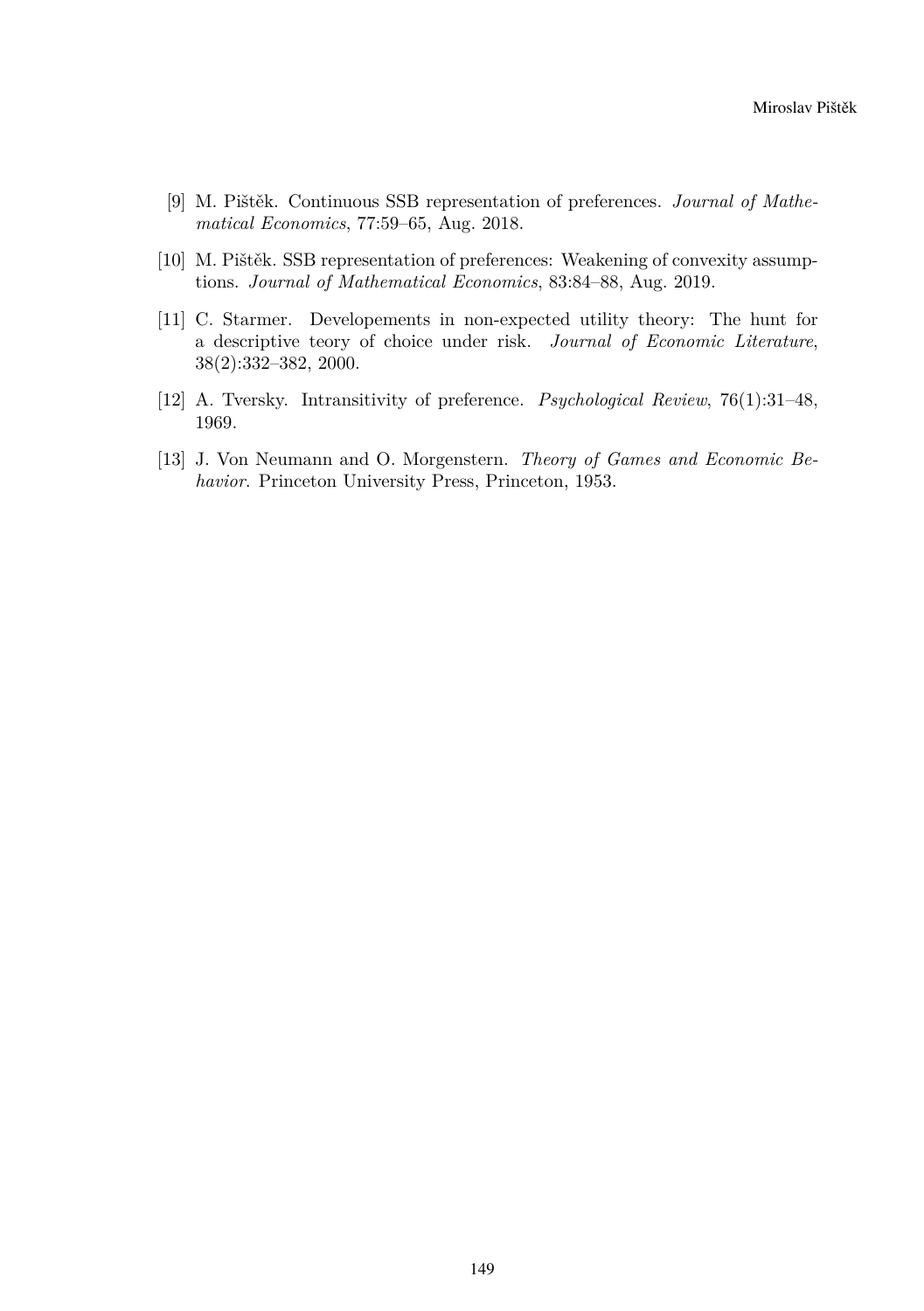[9] M. Pištěk. Continuous SSB representation of preferences. *Journal of Mathematical Economics*, 77:59–65, Aug. 2018.

[10] M. Pištěk. SSB representation of preferences: Weakening of convexity assumptions. *Journal of Mathematical Economics*, 83:84–88, Aug. 2019.

[11] C. Starmer. Developements in non-expected utility theory: The hunt for a descriptive teory of choice under risk. *Journal of Economic Literature*, 38(2):332–382, 2000.

[12] A. Tversky. Intransitivity of preference. *Psychological Review*, 76(1):31–48, 1969.

[13] J. Von Neumann and O. Morgenstern. *Theory of Games and Economic Behavior*. Princeton University Press, Princeton, 1953.